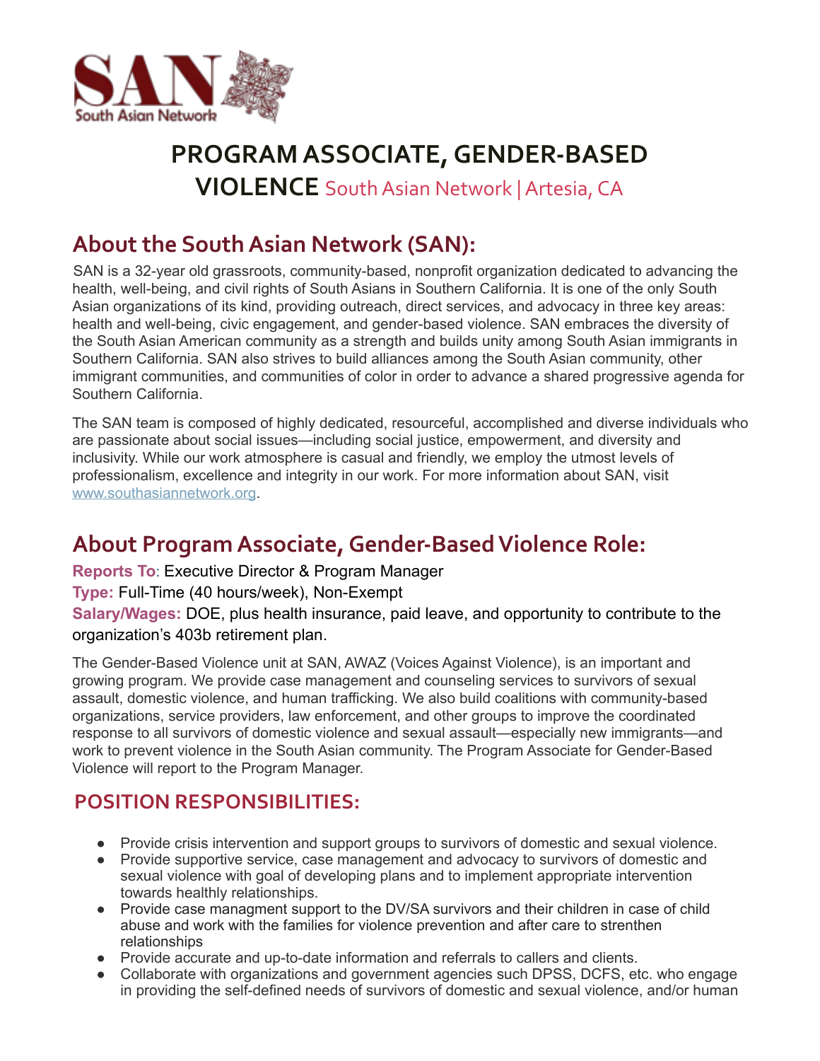SAN South Asian Network

# PROGRAM ASSOCIATE, GENDER-BASED VIOLENCE South Asian Network | Artesia, CA

## About the South Asian Network (SAN):

SAN is a 32-year old grassroots, community-based, nonprofit organization dedicated to advancing the health, well-being, and civil rights of South Asians in Southern California. It is one of the only South Asian organizations of its kind, providing outreach, direct services, and advocacy in three key areas: health and well-being, civic engagement, and gender-based violence. SAN embraces the diversity of the South Asian American community as a strength and builds unity among South Asian immigrants in Southern California. SAN also strives to build alliances among the South Asian community, other immigrant communities, and communities of color in order to advance a shared progressive agenda for Southern California.

The SAN team is composed of highly dedicated, resourceful, accomplished and diverse individuals who are passionate about social issues—including social justice, empowerment, and diversity and inclusivity. While our work atmosphere is casual and friendly, we employ the utmost levels of professionalism, excellence and integrity in our work. For more information about SAN, visit www.southasiannetwork.org.

## About Program Associate, Gender-Based Violence Role:

**Reports To**: Executive Director & Program Manager

**Type:** Full-Time (40 hours/week), Non-Exempt

**Salary/Wages:** DOE, plus health insurance, paid leave, and opportunity to contribute to the organization's 403b retirement plan.

The Gender-Based Violence unit at SAN, AWAZ (Voices Against Violence), is an important and growing program. We provide case management and counseling services to survivors of sexual assault, domestic violence, and human trafficking. We also build coalitions with community-based organizations, service providers, law enforcement, and other groups to improve the coordinated response to all survivors of domestic violence and sexual assault—especially new immigrants—and work to prevent violence in the South Asian community. The Program Associate for Gender-Based Violence will report to the Program Manager.

## POSITION RESPONSIBILITIES:

- Provide crisis intervention and support groups to survivors of domestic and sexual violence.
- Provide supportive service, case management and advocacy to survivors of domestic and sexual violence with goal of developing plans and to implement appropriate intervention towards healthly relationships.
- Provide case managment support to the DV/SA survivors and their children in case of child abuse and work with the families for violence prevention and after care to strenthen relationships
- Provide accurate and up-to-date information and referrals to callers and clients.
- Collaborate with organizations and government agencies such DPSS, DCFS, etc. who engage in providing the self-defined needs of survivors of domestic and sexual violence, and/or human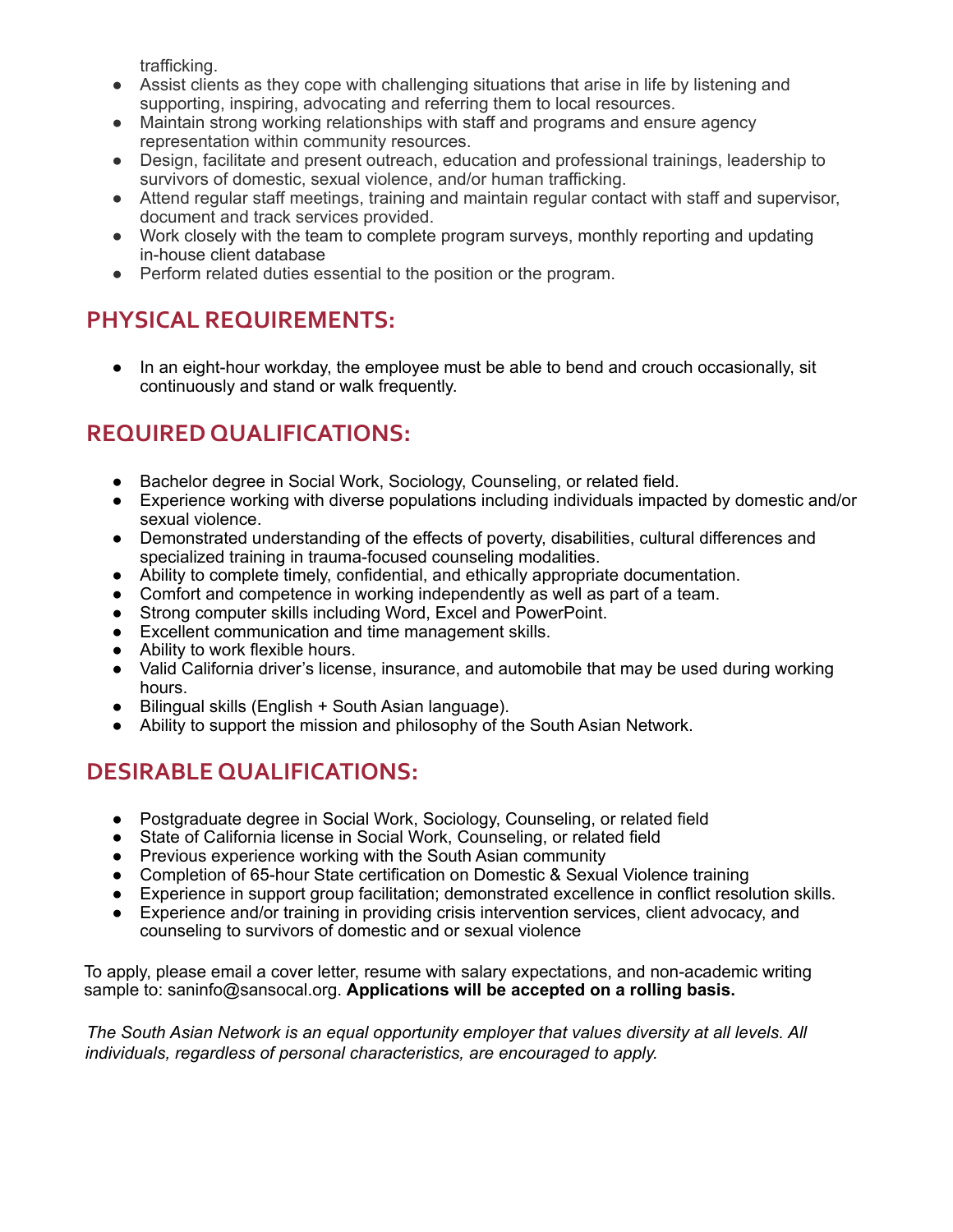trafficking.

- Assist clients as they cope with challenging situations that arise in life by listening and supporting, inspiring, advocating and referring them to local resources.
- Maintain strong working relationships with staff and programs and ensure agency representation within community resources.
- Design, facilitate and present outreach, education and professional trainings, leadership to survivors of domestic, sexual violence, and/or human trafficking.
- Attend regular staff meetings, training and maintain regular contact with staff and supervisor, document and track services provided.
- Work closely with the team to complete program surveys, monthly reporting and updating in-house client database
- Perform related duties essential to the position or the program.

## PHYSICAL REQUIREMENTS:

- In an eight-hour workday, the employee must be able to bend and crouch occasionally, sit continuously and stand or walk frequently.

## REQUIRED QUALIFICATIONS:

- Bachelor degree in Social Work, Sociology, Counseling, or related field.
- Experience working with diverse populations including individuals impacted by domestic and/or sexual violence.
- Demonstrated understanding of the effects of poverty, disabilities, cultural differences and specialized training in trauma-focused counseling modalities.
- Ability to complete timely, confidential, and ethically appropriate documentation.
- Comfort and competence in working independently as well as part of a team.
- Strong computer skills including Word, Excel and PowerPoint.
- Excellent communication and time management skills.
- Ability to work flexible hours.
- Valid California driver's license, insurance, and automobile that may be used during working hours.
- Bilingual skills (English + South Asian language).
- Ability to support the mission and philosophy of the South Asian Network.

## DESIRABLE QUALIFICATIONS:

- Postgraduate degree in Social Work, Sociology, Counseling, or related field
- State of California license in Social Work, Counseling, or related field
- Previous experience working with the South Asian community
- Completion of 65-hour State certification on Domestic & Sexual Violence training
- Experience in support group facilitation; demonstrated excellence in conflict resolution skills.
- Experience and/or training in providing crisis intervention services, client advocacy, and counseling to survivors of domestic and or sexual violence

To apply, please email a cover letter, resume with salary expectations, and non-academic writing sample to: saninfo@sansocal.org. **Applications will be accepted on a rolling basis.**

*The South Asian Network is an equal opportunity employer that values diversity at all levels. All individuals, regardless of personal characteristics, are encouraged to apply.*